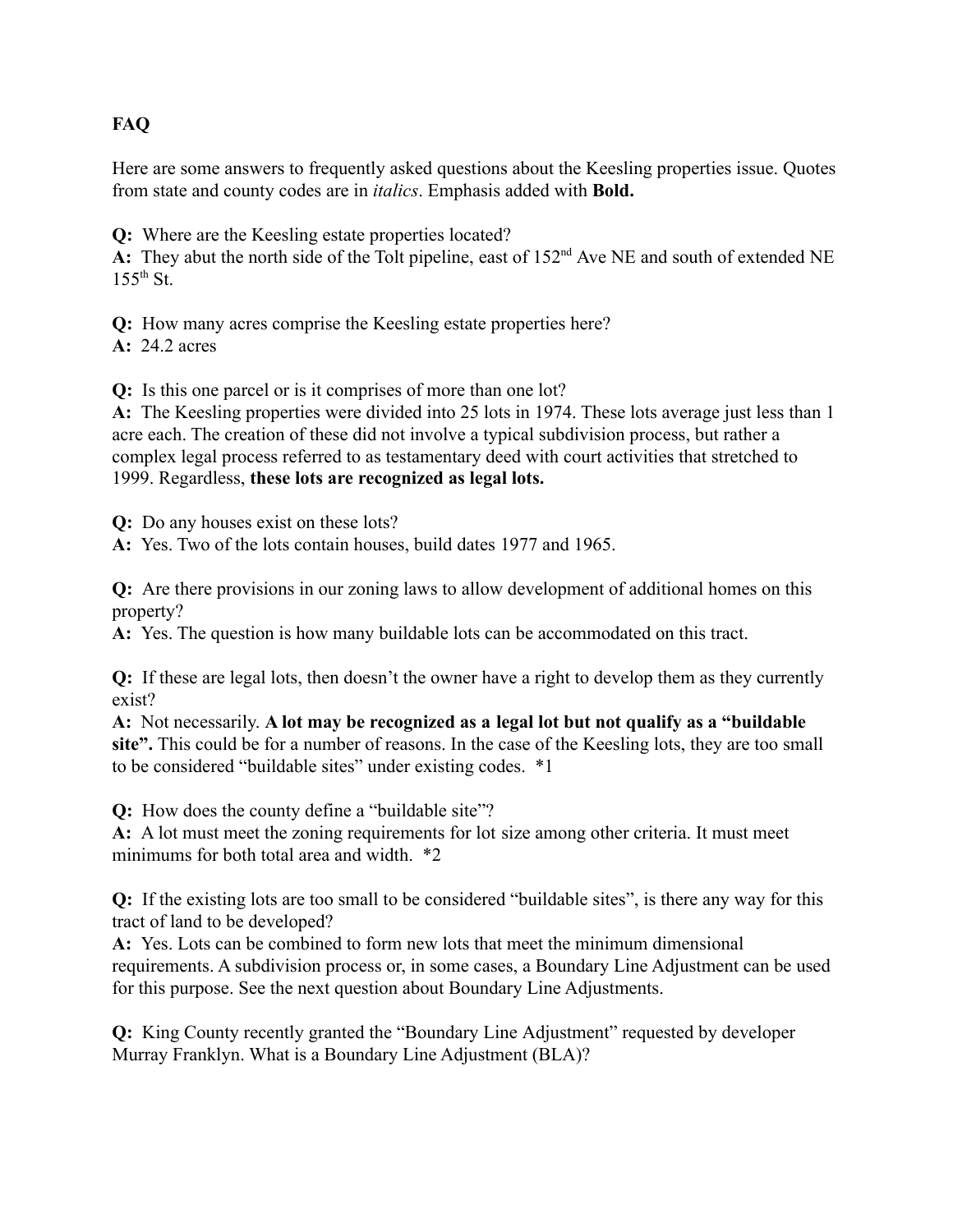**FAQ**

Here are some answers to frequently asked questions about the Keesling properties issue. Quotes from state and county codes are in *italics*. Emphasis added with **Bold.**

**Q:** Where are the Keesling estate properties located?
**A:** They abut the north side of the Tolt pipeline, east of 152nd Ave NE and south of extended NE 155th St.

**Q:** How many acres comprise the Keesling estate properties here?
**A:** 24.2 acres

**Q:** Is this one parcel or is it comprises of more than one lot?
**A:** The Keesling properties were divided into 25 lots in 1974. These lots average just less than 1 acre each. The creation of these did not involve a typical subdivision process, but rather a complex legal process referred to as testamentary deed with court activities that stretched to 1999. Regardless, **these lots are recognized as legal lots.**

**Q:** Do any houses exist on these lots?
**A:** Yes. Two of the lots contain houses, build dates 1977 and 1965.

**Q:** Are there provisions in our zoning laws to allow development of additional homes on this property?
**A:** Yes. The question is how many buildable lots can be accommodated on this tract.

**Q:** If these are legal lots, then doesn't the owner have a right to develop them as they currently exist?
**A:** Not necessarily. **A lot may be recognized as a legal lot but not qualify as a "buildable site".** This could be for a number of reasons. In the case of the Keesling lots, they are too small to be considered "buildable sites" under existing codes. *1

**Q:** How does the county define a "buildable site"?
**A:** A lot must meet the zoning requirements for lot size among other criteria. It must meet minimums for both total area and width. *2

**Q:** If the existing lots are too small to be considered "buildable sites", is there any way for this tract of land to be developed?
**A:** Yes. Lots can be combined to form new lots that meet the minimum dimensional requirements. A subdivision process or, in some cases, a Boundary Line Adjustment can be used for this purpose. See the next question about Boundary Line Adjustments.

**Q:** King County recently granted the "Boundary Line Adjustment" requested by developer Murray Franklyn. What is a Boundary Line Adjustment (BLA)?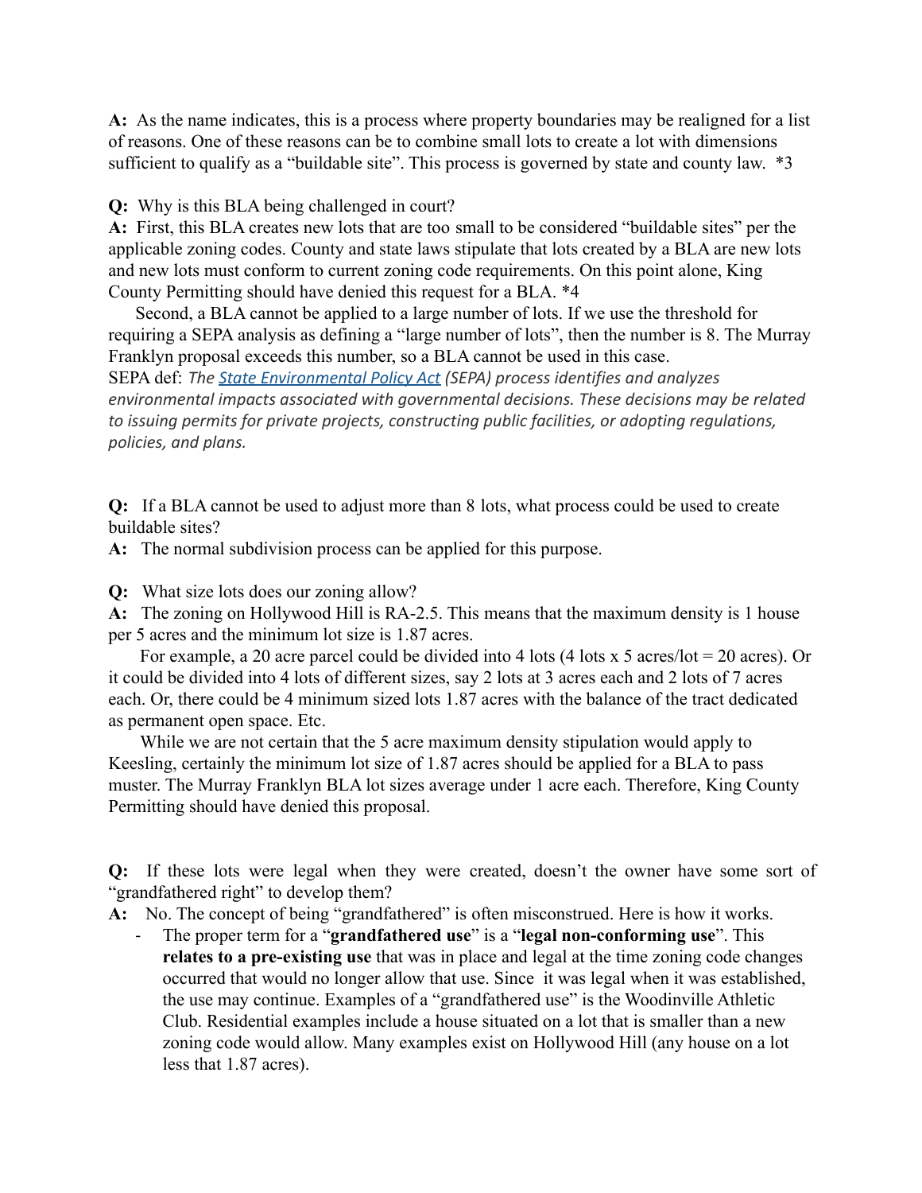**A:** As the name indicates, this is a process where property boundaries may be realigned for a list of reasons. One of these reasons can be to combine small lots to create a lot with dimensions sufficient to qualify as a "buildable site". This process is governed by state and county law. *3

**Q:** Why is this BLA being challenged in court?

**A:** First, this BLA creates new lots that are too small to be considered "buildable sites" per the applicable zoning codes. County and state laws stipulate that lots created by a BLA are new lots and new lots must conform to current zoning code requirements. On this point alone, King County Permitting should have denied this request for a BLA. *4

Second, a BLA cannot be applied to a large number of lots. If we use the threshold for requiring a SEPA analysis as defining a "large number of lots", then the number is 8. The Murray Franklyn proposal exceeds this number, so a BLA cannot be used in this case.

SEPA def: *The State Environmental Policy Act (SEPA) process identifies and analyzes environmental impacts associated with governmental decisions. These decisions may be related to issuing permits for private projects, constructing public facilities, or adopting regulations, policies, and plans.*

**Q:** If a BLA cannot be used to adjust more than 8 lots, what process could be used to create buildable sites?

**A:** The normal subdivision process can be applied for this purpose.

**Q:** What size lots does our zoning allow?

**A:** The zoning on Hollywood Hill is RA-2.5. This means that the maximum density is 1 house per 5 acres and the minimum lot size is 1.87 acres.

For example, a 20 acre parcel could be divided into 4 lots (4 lots x 5 acres/lot = 20 acres). Or it could be divided into 4 lots of different sizes, say 2 lots at 3 acres each and 2 lots of 7 acres each. Or, there could be 4 minimum sized lots 1.87 acres with the balance of the tract dedicated as permanent open space. Etc.

While we are not certain that the 5 acre maximum density stipulation would apply to Keesling, certainly the minimum lot size of 1.87 acres should be applied for a BLA to pass muster. The Murray Franklyn BLA lot sizes average under 1 acre each. Therefore, King County Permitting should have denied this proposal.

**Q:** If these lots were legal when they were created, doesn't the owner have some sort of "grandfathered right" to develop them?

**A:** No. The concept of being "grandfathered" is often misconstrued. Here is how it works.

- The proper term for a "**grandfathered use**" is a "**legal non-conforming use**". This **relates to a pre-existing use** that was in place and legal at the time zoning code changes occurred that would no longer allow that use. Since it was legal when it was established, the use may continue. Examples of a "grandfathered use" is the Woodinville Athletic Club. Residential examples include a house situated on a lot that is smaller than a new zoning code would allow. Many examples exist on Hollywood Hill (any house on a lot less that 1.87 acres).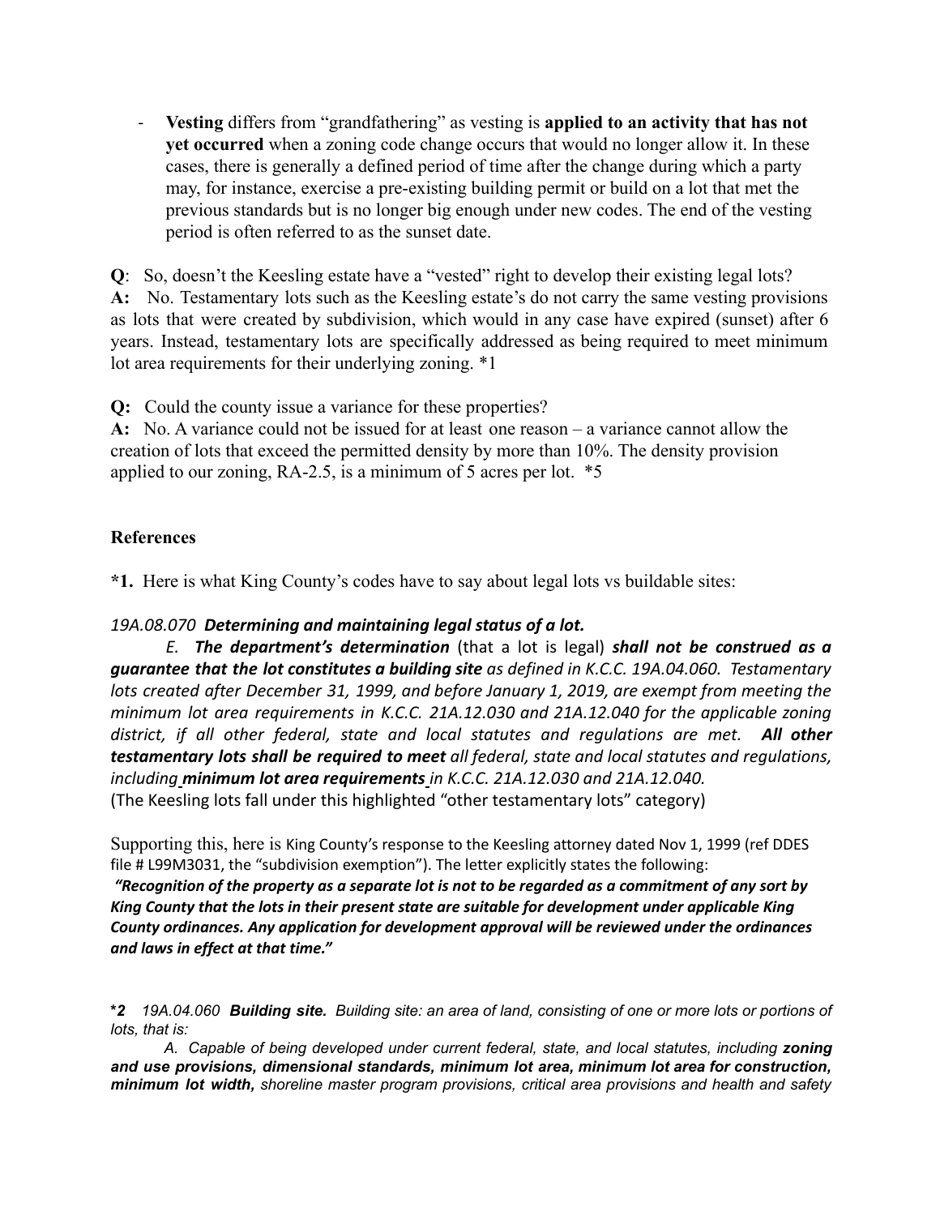- **Vesting** differs from "grandfathering" as vesting is **applied to an activity that has not yet occurred** when a zoning code change occurs that would no longer allow it. In these cases, there is generally a defined period of time after the change during which a party may, for instance, exercise a pre-existing building permit or build on a lot that met the previous standards but is no longer big enough under new codes. The end of the vesting period is often referred to as the sunset date.

**Q**: So, doesn't the Keesling estate have a "vested" right to develop their existing legal lots?
**A:** No. Testamentary lots such as the Keesling estate's do not carry the same vesting provisions as lots that were created by subdivision, which would in any case have expired (sunset) after 6 years. Instead, testamentary lots are specifically addressed as being required to meet minimum lot area requirements for their underlying zoning. *1

**Q:** Could the county issue a variance for these properties?
**A:** No. A variance could not be issued for at least one reason – a variance cannot allow the creation of lots that exceed the permitted density by more than 10%. The density provision applied to our zoning, RA-2.5, is a minimum of 5 acres per lot. *5

## References

***1.** Here is what King County's codes have to say about legal lots vs buildable sites:

*19A.08.070* ***Determining and maintaining legal status of a lot.***

*E.* ***The department's determination*** (that a lot is legal) ***shall not be construed as a guarantee that the lot constitutes a building site*** *as defined in K.C.C. 19A.04.060. Testamentary lots created after December 31, 1999, and before January 1, 2019, are exempt from meeting the minimum lot area requirements in K.C.C. 21A.12.030 and 21A.12.040 for the applicable zoning district, if all other federal, state and local statutes and regulations are met.* ***All other testamentary lots shall be required to meet*** *all federal, state and local statutes and regulations, including* ***minimum lot area requirements*** *in K.C.C. 21A.12.030 and 21A.12.040.*
(The Keesling lots fall under this highlighted "other testamentary lots" category)

Supporting this, here is King County's response to the Keesling attorney dated Nov 1, 1999 (ref DDES file # L99M3031, the "subdivision exemption"). The letter explicitly states the following:
***"Recognition of the property as a separate lot is not to be regarded as a commitment of any sort by King County that the lots in their present state are suitable for development under applicable King County ordinances. Any application for development approval will be reviewed under the ordinances and laws in effect at that time."***

***2** *19A.04.060* ***Building site.*** *Building site: an area of land, consisting of one or more lots or portions of lots, that is:*

*A. Capable of being developed under current federal, state, and local statutes, including* ***zoning and use provisions, dimensional standards, minimum lot area, minimum lot area for construction, minimum lot width,*** *shoreline master program provisions, critical area provisions and health and safety*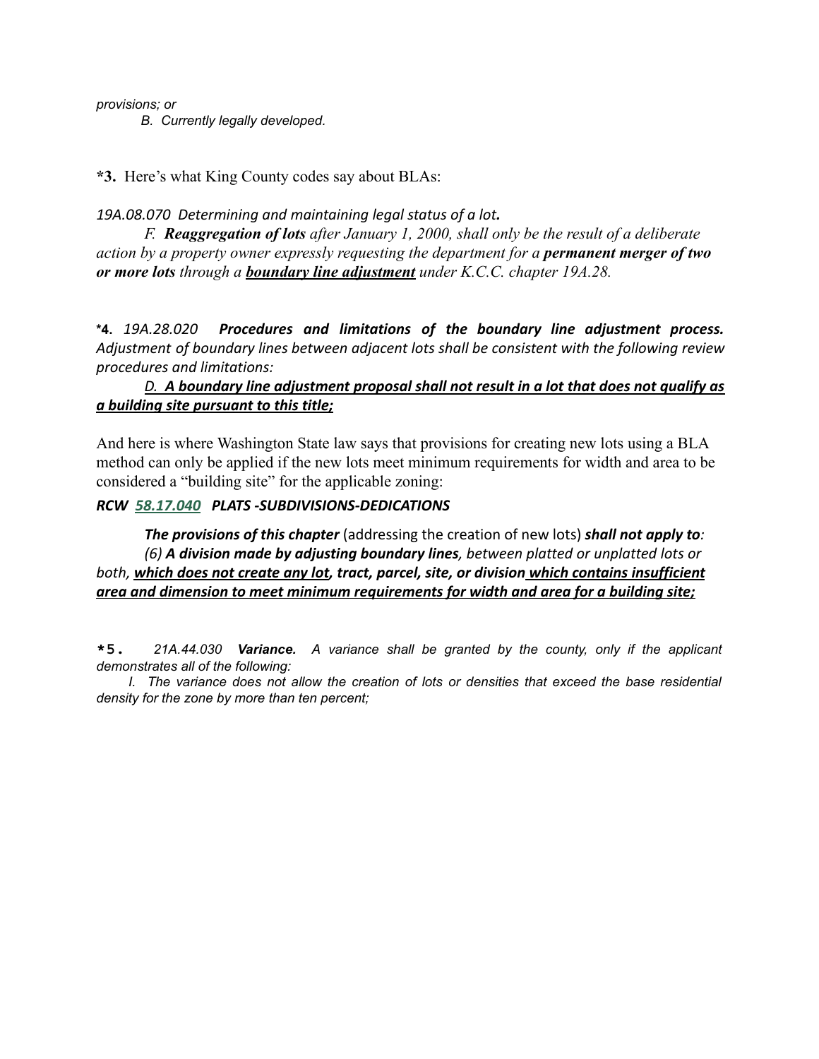*provisions; or*

*B. Currently legally developed.*

**\*3.** Here's what King County codes say about BLAs:

*19A.08.070 Determining and maintaining legal status of a lot.*

*F. **Reaggregation of lots** after January 1, 2000, shall only be the result of a deliberate action by a property owner expressly requesting the department for a **permanent merger of two or more lots** through a **<u>boundary line adjustment</u>** under K.C.C. chapter 19A.28.*

**\*4.** *19A.28.020* ***Procedures and limitations of the boundary line adjustment process.*** *Adjustment of boundary lines between adjacent lots shall be consistent with the following review procedures and limitations:*

***<u>D. A boundary line adjustment proposal shall not result in a lot that does not qualify as a building site pursuant to this title;</u>***

And here is where Washington State law says that provisions for creating new lots using a BLA method can only be applied if the new lots meet minimum requirements for width and area to be considered a "building site" for the applicable zoning:

***RCW 58.17.040 PLATS -SUBDIVISIONS-DEDICATIONS***

***The provisions of this chapter*** (addressing the creation of new lots) ***shall not apply to****:*

*(6) **A division made by adjusting boundary lines**, between platted or unplatted lots or both, **<u>which does not create any lot</u>, tract, parcel, site, or division <u>which contains insufficient area and dimension to meet minimum requirements for width and area for a building site;</u>***

**\*5.** *21A.44.030* ***Variance.*** *A variance shall be granted by the county, only if the applicant demonstrates all of the following:*

*I. The variance does not allow the creation of lots or densities that exceed the base residential density for the zone by more than ten percent;*